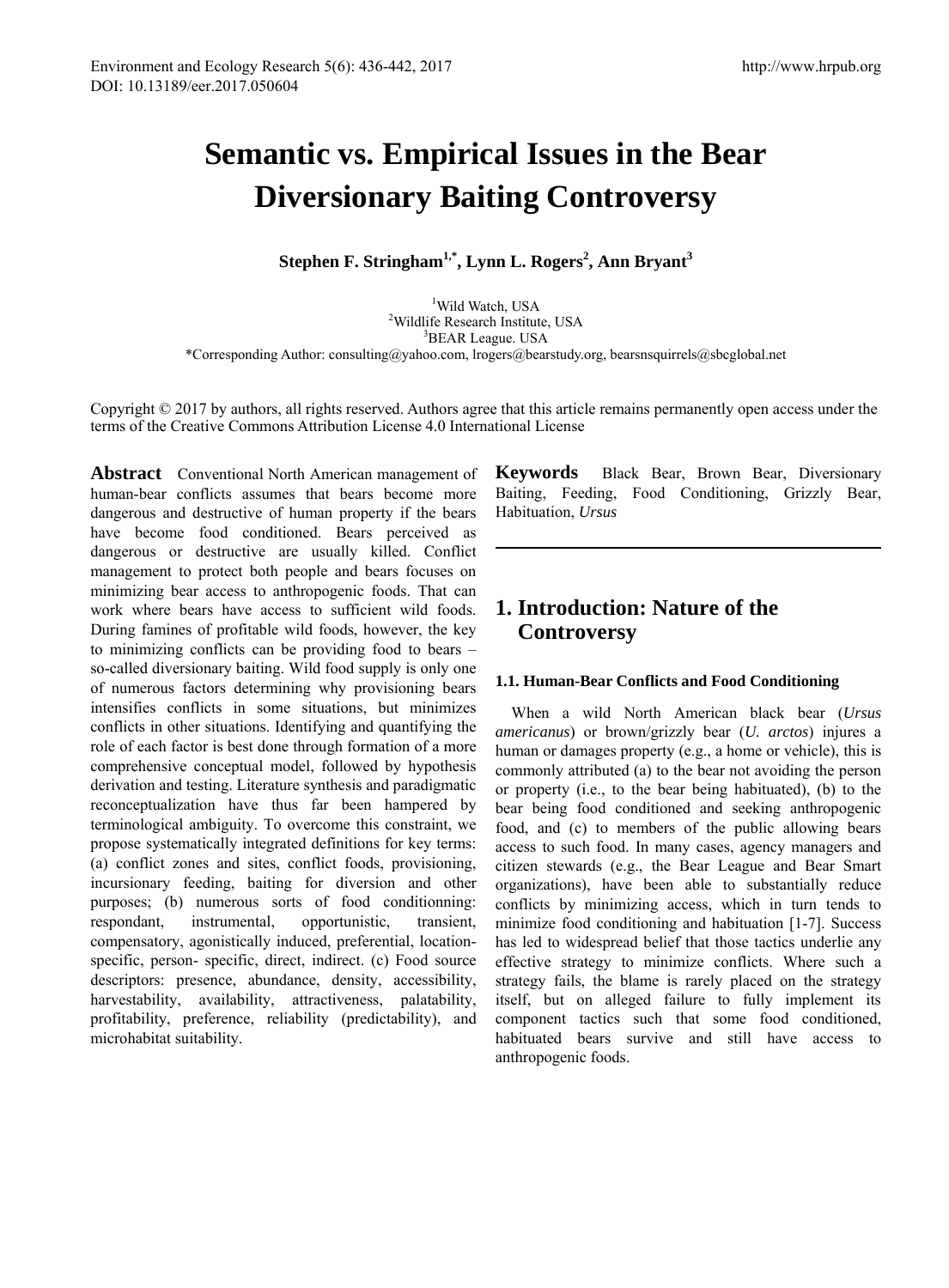# Semantic vs. Empirical Issues in the Bear Diversionary Baiting Controversy

**Stephen F. Stringham[1,*], Lynn L. Rogers[2], Ann Bryant[3]**

[1]Wild Watch, USA
[2]Wildlife Research Institute, USA
[3]BEAR League. USA
*Corresponding Author: consulting@yahoo.com, lrogers@bearstudy.org, bearsnsquirrels@sbcglobal.net

Copyright © 2017 by authors, all rights reserved. Authors agree that this article remains permanently open access under the terms of the Creative Commons Attribution License 4.0 International License

**Abstract** Conventional North American management of human-bear conflicts assumes that bears become more dangerous and destructive of human property if the bears have become food conditioned. Bears perceived as dangerous or destructive are usually killed. Conflict management to protect both people and bears focuses on minimizing bear access to anthropogenic foods. That can work where bears have access to sufficient wild foods. During famines of profitable wild foods, however, the key to minimizing conflicts can be providing food to bears – so-called diversionary baiting. Wild food supply is only one of numerous factors determining why provisioning bears intensifies conflicts in some situations, but minimizes conflicts in other situations. Identifying and quantifying the role of each factor is best done through formation of a more comprehensive conceptual model, followed by hypothesis derivation and testing. Literature synthesis and paradigmatic reconceptualization have thus far been hampered by terminological ambiguity. To overcome this constraint, we propose systematically integrated definitions for key terms: (a) conflict zones and sites, conflict foods, provisioning, incursionary feeding, baiting for diversion and other purposes; (b) numerous sorts of food conditionning: respondant, instrumental, opportunistic, transient, compensatory, agonistically induced, preferential, location-specific, person- specific, direct, indirect. (c) Food source descriptors: presence, abundance, density, accessibility, harvestability, availability, attractiveness, palatability, profitability, preference, reliability (predictability), and microhabitat suitability.

**Keywords** Black Bear, Brown Bear, Diversionary Baiting, Feeding, Food Conditioning, Grizzly Bear, Habituation, *Ursus*

## 1. Introduction: Nature of the Controversy

### 1.1. Human-Bear Conflicts and Food Conditioning

When a wild North American black bear (*Ursus americanus*) or brown/grizzly bear (*U. arctos*) injures a human or damages property (e.g., a home or vehicle), this is commonly attributed (a) to the bear not avoiding the person or property (i.e., to the bear being habituated), (b) to the bear being food conditioned and seeking anthropogenic food, and (c) to members of the public allowing bears access to such food. In many cases, agency managers and citizen stewards (e.g., the Bear League and Bear Smart organizations), have been able to substantially reduce conflicts by minimizing access, which in turn tends to minimize food conditioning and habituation [1-7]. Success has led to widespread belief that those tactics underlie any effective strategy to minimize conflicts. Where such a strategy fails, the blame is rarely placed on the strategy itself, but on alleged failure to fully implement its component tactics such that some food conditioned, habituated bears survive and still have access to anthropogenic foods.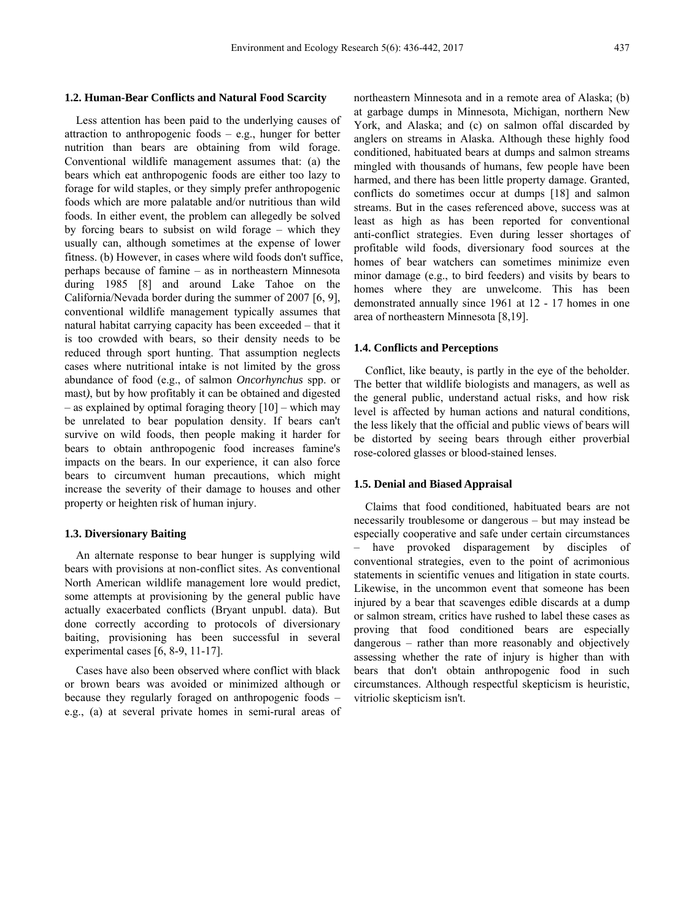### 1.2. Human-Bear Conflicts and Natural Food Scarcity

Less attention has been paid to the underlying causes of attraction to anthropogenic foods – e.g., hunger for better nutrition than bears are obtaining from wild forage. Conventional wildlife management assumes that: (a) the bears which eat anthropogenic foods are either too lazy to forage for wild staples, or they simply prefer anthropogenic foods which are more palatable and/or nutritious than wild foods. In either event, the problem can allegedly be solved by forcing bears to subsist on wild forage – which they usually can, although sometimes at the expense of lower fitness. (b) However, in cases where wild foods don't suffice, perhaps because of famine – as in northeastern Minnesota during 1985 [8] and around Lake Tahoe on the California/Nevada border during the summer of 2007 [6, 9], conventional wildlife management typically assumes that natural habitat carrying capacity has been exceeded – that it is too crowded with bears, so their density needs to be reduced through sport hunting. That assumption neglects cases where nutritional intake is not limited by the gross abundance of food (e.g., of salmon *Oncorhynchus* spp. or mast*)*, but by how profitably it can be obtained and digested – as explained by optimal foraging theory [10] – which may be unrelated to bear population density. If bears can't survive on wild foods, then people making it harder for bears to obtain anthropogenic food increases famine's impacts on the bears. In our experience, it can also force bears to circumvent human precautions, which might increase the severity of their damage to houses and other property or heighten risk of human injury.

### 1.3. Diversionary Baiting

An alternate response to bear hunger is supplying wild bears with provisions at non-conflict sites. As conventional North American wildlife management lore would predict, some attempts at provisioning by the general public have actually exacerbated conflicts (Bryant unpubl. data). But done correctly according to protocols of diversionary baiting, provisioning has been successful in several experimental cases [6, 8-9, 11-17].

Cases have also been observed where conflict with black or brown bears was avoided or minimized although or because they regularly foraged on anthropogenic foods – e.g., (a) at several private homes in semi-rural areas of northeastern Minnesota and in a remote area of Alaska; (b) at garbage dumps in Minnesota, Michigan, northern New York, and Alaska; and (c) on salmon offal discarded by anglers on streams in Alaska. Although these highly food conditioned, habituated bears at dumps and salmon streams mingled with thousands of humans, few people have been harmed, and there has been little property damage. Granted, conflicts do sometimes occur at dumps [18] and salmon streams. But in the cases referenced above, success was at least as high as has been reported for conventional anti-conflict strategies. Even during lesser shortages of profitable wild foods, diversionary food sources at the homes of bear watchers can sometimes minimize even minor damage (e.g., to bird feeders) and visits by bears to homes where they are unwelcome. This has been demonstrated annually since 1961 at 12 - 17 homes in one area of northeastern Minnesota [8,19].

### 1.4. Conflicts and Perceptions

Conflict, like beauty, is partly in the eye of the beholder. The better that wildlife biologists and managers, as well as the general public, understand actual risks, and how risk level is affected by human actions and natural conditions, the less likely that the official and public views of bears will be distorted by seeing bears through either proverbial rose-colored glasses or blood-stained lenses.

### 1.5. Denial and Biased Appraisal

Claims that food conditioned, habituated bears are not necessarily troublesome or dangerous – but may instead be especially cooperative and safe under certain circumstances – have provoked disparagement by disciples of conventional strategies, even to the point of acrimonious statements in scientific venues and litigation in state courts. Likewise, in the uncommon event that someone has been injured by a bear that scavenges edible discards at a dump or salmon stream, critics have rushed to label these cases as proving that food conditioned bears are especially dangerous – rather than more reasonably and objectively assessing whether the rate of injury is higher than with bears that don't obtain anthropogenic food in such circumstances. Although respectful skepticism is heuristic, vitriolic skepticism isn't.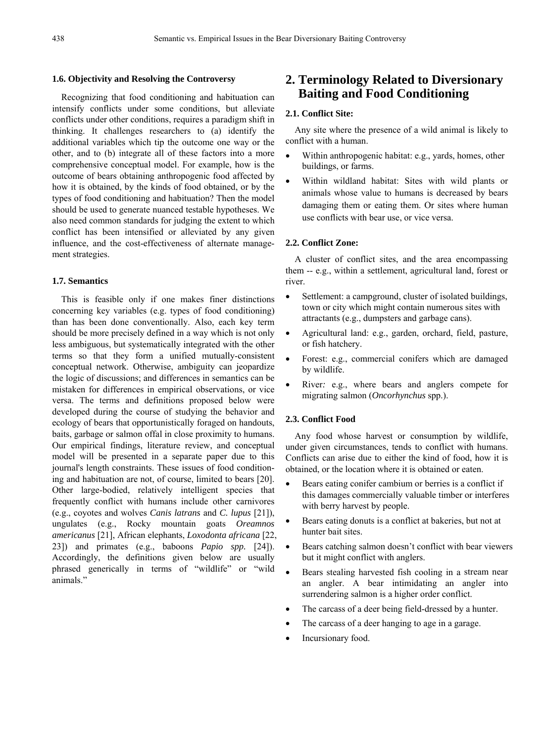### 1.6. Objectivity and Resolving the Controversy

Recognizing that food conditioning and habituation can intensify conflicts under some conditions, but alleviate conflicts under other conditions, requires a paradigm shift in thinking. It challenges researchers to (a) identify the additional variables which tip the outcome one way or the other, and to (b) integrate all of these factors into a more comprehensive conceptual model. For example, how is the outcome of bears obtaining anthropogenic food affected by how it is obtained, by the kinds of food obtained, or by the types of food conditioning and habituation? Then the model should be used to generate nuanced testable hypotheses. We also need common standards for judging the extent to which conflict has been intensified or alleviated by any given influence, and the cost-effectiveness of alternate management strategies.

### 1.7. Semantics

This is feasible only if one makes finer distinctions concerning key variables (e.g. types of food conditioning) than has been done conventionally. Also, each key term should be more precisely defined in a way which is not only less ambiguous, but systematically integrated with the other terms so that they form a unified mutually-consistent conceptual network. Otherwise, ambiguity can jeopardize the logic of discussions; and differences in semantics can be mistaken for differences in empirical observations, or vice versa. The terms and definitions proposed below were developed during the course of studying the behavior and ecology of bears that opportunistically foraged on handouts, baits, garbage or salmon offal in close proximity to humans. Our empirical findings, literature review, and conceptual model will be presented in a separate paper due to this journal's length constraints. These issues of food conditioning and habituation are not, of course, limited to bears [20]. Other large-bodied, relatively intelligent species that frequently conflict with humans include other carnivores (e.g., coyotes and wolves *Canis latrans* and *C. lupus* [21]), ungulates (e.g., Rocky mountain goats *Oreamnos americanus* [21], African elephants, *Loxodonta africana* [22, 23]) and primates (e.g., baboons *Papio spp.* [24]). Accordingly, the definitions given below are usually phrased generically in terms of "wildlife" or "wild animals."

## 2. Terminology Related to Diversionary Baiting and Food Conditioning

### 2.1. Conflict Site:

Any site where the presence of a wild animal is likely to conflict with a human.

- Within anthropogenic habitat: e.g., yards, homes, other buildings, or farms.
- Within wildland habitat: Sites with wild plants or animals whose value to humans is decreased by bears damaging them or eating them. Or sites where human use conflicts with bear use, or vice versa.

### 2.2. Conflict Zone:

A cluster of conflict sites, and the area encompassing them -- e.g., within a settlement, agricultural land, forest or river.

- Settlement: a campground, cluster of isolated buildings, town or city which might contain numerous sites with attractants (e.g., dumpsters and garbage cans).
- Agricultural land: e.g., garden, orchard, field, pasture, or fish hatchery.
- Forest: e.g., commercial conifers which are damaged by wildlife.
- River*:* e.g., where bears and anglers compete for migrating salmon (*Oncorhynchus* spp.).

### 2.3. Conflict Food

Any food whose harvest or consumption by wildlife, under given circumstances, tends to conflict with humans. Conflicts can arise due to either the kind of food, how it is obtained, or the location where it is obtained or eaten.

- Bears eating conifer cambium or berries is a conflict if this damages commercially valuable timber or interferes with berry harvest by people.
- Bears eating donuts is a conflict at bakeries, but not at hunter bait sites.
- Bears catching salmon doesn't conflict with bear viewers but it might conflict with anglers.
- Bears stealing harvested fish cooling in a stream near an angler. A bear intimidating an angler into surrendering salmon is a higher order conflict.
- The carcass of a deer being field-dressed by a hunter.
- The carcass of a deer hanging to age in a garage.
- Incursionary food.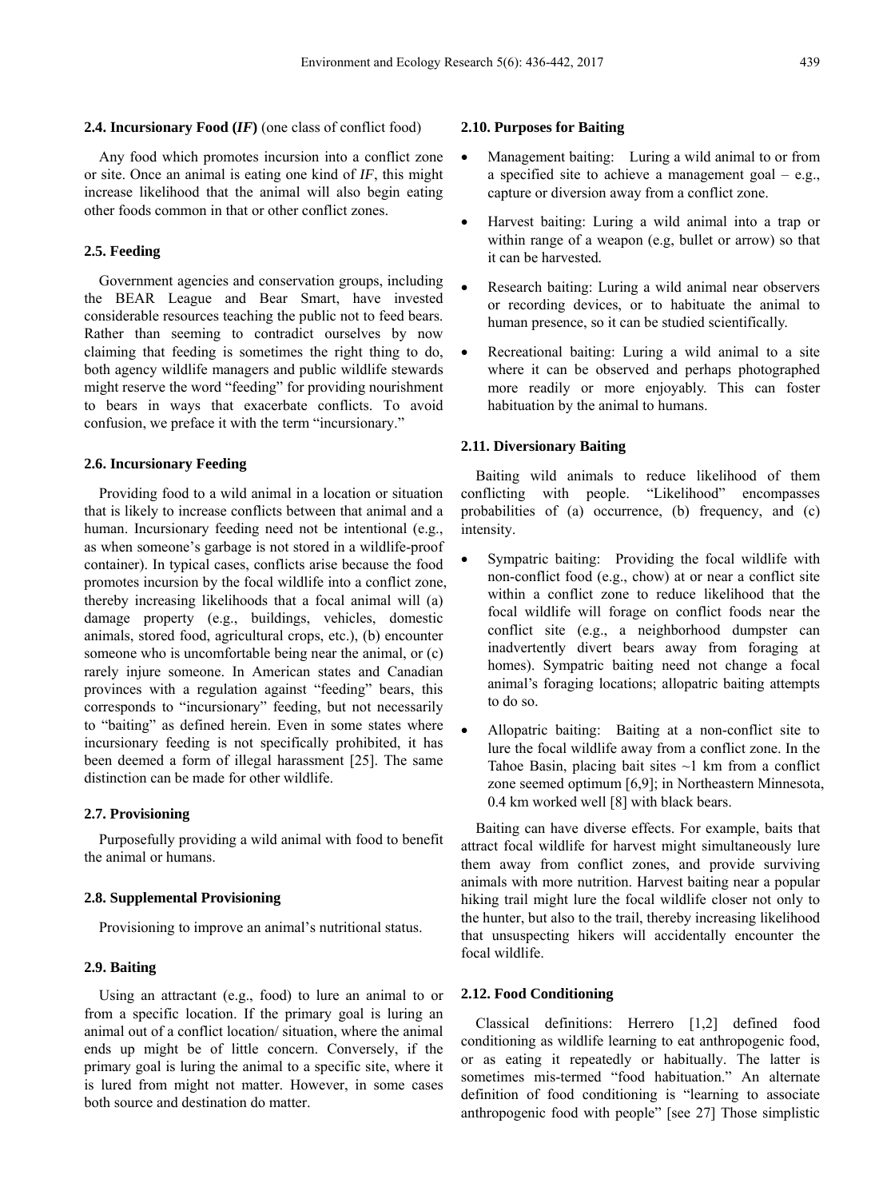### 2.4. Incursionary Food (*IF*) (one class of conflict food)

Any food which promotes incursion into a conflict zone or site. Once an animal is eating one kind of *IF*, this might increase likelihood that the animal will also begin eating other foods common in that or other conflict zones.

### 2.5. Feeding

Government agencies and conservation groups, including the BEAR League and Bear Smart, have invested considerable resources teaching the public not to feed bears. Rather than seeming to contradict ourselves by now claiming that feeding is sometimes the right thing to do, both agency wildlife managers and public wildlife stewards might reserve the word "feeding" for providing nourishment to bears in ways that exacerbate conflicts. To avoid confusion, we preface it with the term "incursionary."

### 2.6. Incursionary Feeding

Providing food to a wild animal in a location or situation that is likely to increase conflicts between that animal and a human. Incursionary feeding need not be intentional (e.g., as when someone's garbage is not stored in a wildlife-proof container). In typical cases, conflicts arise because the food promotes incursion by the focal wildlife into a conflict zone, thereby increasing likelihoods that a focal animal will (a) damage property (e.g., buildings, vehicles, domestic animals, stored food, agricultural crops, etc.), (b) encounter someone who is uncomfortable being near the animal, or (c) rarely injure someone. In American states and Canadian provinces with a regulation against "feeding" bears, this corresponds to "incursionary" feeding, but not necessarily to "baiting" as defined herein. Even in some states where incursionary feeding is not specifically prohibited, it has been deemed a form of illegal harassment [25]. The same distinction can be made for other wildlife.

### 2.7. Provisioning

Purposefully providing a wild animal with food to benefit the animal or humans.

### 2.8. Supplemental Provisioning

Provisioning to improve an animal's nutritional status.

### 2.9. Baiting

Using an attractant (e.g., food) to lure an animal to or from a specific location. If the primary goal is luring an animal out of a conflict location/ situation, where the animal ends up might be of little concern. Conversely, if the primary goal is luring the animal to a specific site, where it is lured from might not matter. However, in some cases both source and destination do matter.

### 2.10. Purposes for Baiting

- Management baiting: Luring a wild animal to or from a specified site to achieve a management goal – e.g., capture or diversion away from a conflict zone.
- Harvest baiting: Luring a wild animal into a trap or within range of a weapon (e.g, bullet or arrow) so that it can be harvested.
- Research baiting: Luring a wild animal near observers or recording devices, or to habituate the animal to human presence, so it can be studied scientifically.
- Recreational baiting: Luring a wild animal to a site where it can be observed and perhaps photographed more readily or more enjoyably. This can foster habituation by the animal to humans.

### 2.11. Diversionary Baiting

Baiting wild animals to reduce likelihood of them conflicting with people. "Likelihood" encompasses probabilities of (a) occurrence, (b) frequency, and (c) intensity.

- Sympatric baiting: Providing the focal wildlife with non-conflict food (e.g., chow) at or near a conflict site within a conflict zone to reduce likelihood that the focal wildlife will forage on conflict foods near the conflict site (e.g., a neighborhood dumpster can inadvertently divert bears away from foraging at homes). Sympatric baiting need not change a focal animal's foraging locations; allopatric baiting attempts to do so.
- Allopatric baiting: Baiting at a non-conflict site to lure the focal wildlife away from a conflict zone. In the Tahoe Basin, placing bait sites ~1 km from a conflict zone seemed optimum [6,9]; in Northeastern Minnesota, 0.4 km worked well [8] with black bears.

Baiting can have diverse effects. For example, baits that attract focal wildlife for harvest might simultaneously lure them away from conflict zones, and provide surviving animals with more nutrition. Harvest baiting near a popular hiking trail might lure the focal wildlife closer not only to the hunter, but also to the trail, thereby increasing likelihood that unsuspecting hikers will accidentally encounter the focal wildlife.

### 2.12. Food Conditioning

Classical definitions: Herrero [1,2] defined food conditioning as wildlife learning to eat anthropogenic food, or as eating it repeatedly or habitually. The latter is sometimes mis-termed "food habituation." An alternate definition of food conditioning is "learning to associate anthropogenic food with people" [see 27] Those simplistic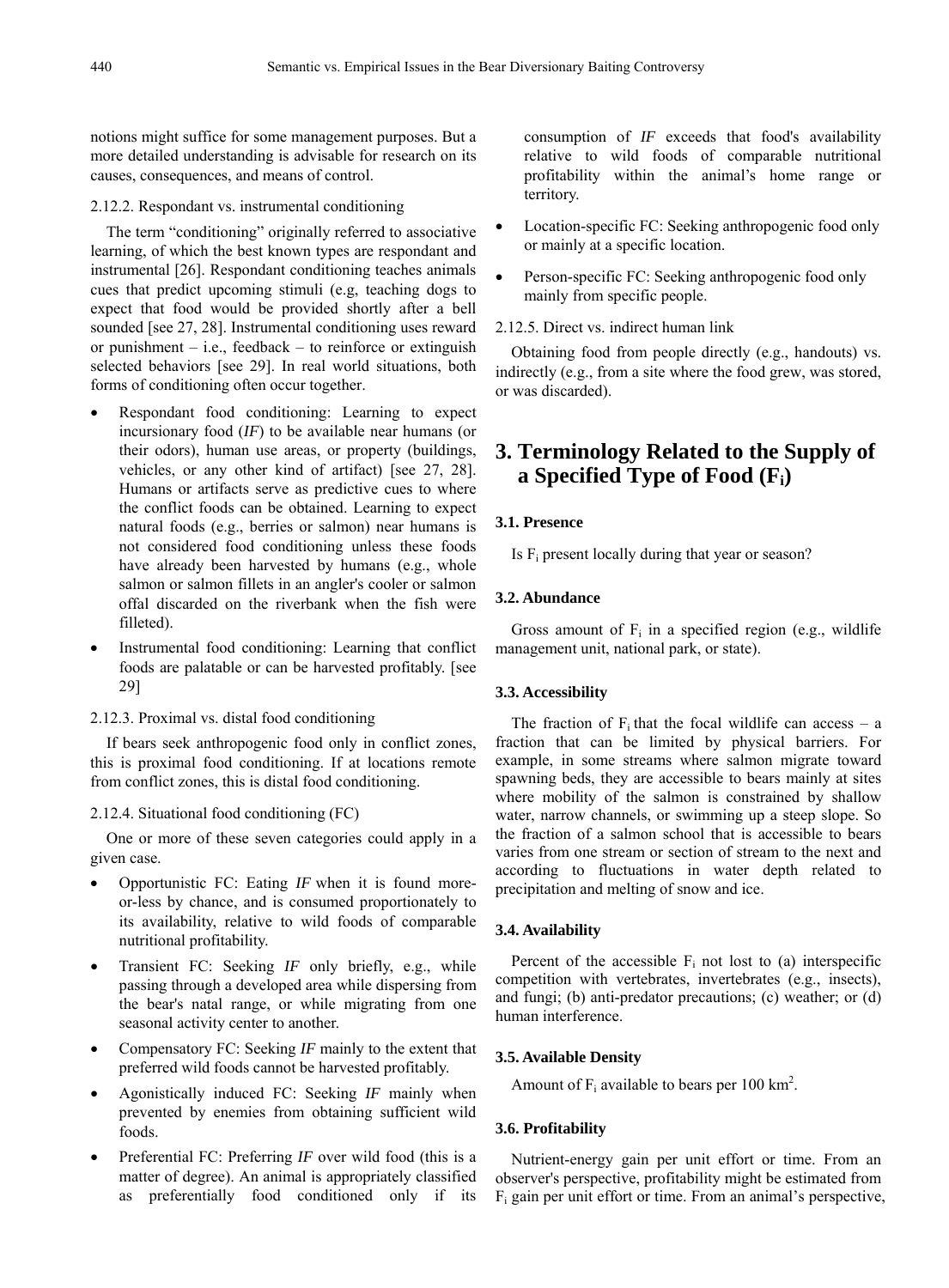notions might suffice for some management purposes. But a more detailed understanding is advisable for research on its causes, consequences, and means of control.

2.12.2. Respondant vs. instrumental conditioning

The term "conditioning" originally referred to associative learning, of which the best known types are respondant and instrumental [26]. Respondant conditioning teaches animals cues that predict upcoming stimuli (e.g, teaching dogs to expect that food would be provided shortly after a bell sounded [see 27, 28]. Instrumental conditioning uses reward or punishment – i.e., feedback – to reinforce or extinguish selected behaviors [see 29]. In real world situations, both forms of conditioning often occur together.

- Respondant food conditioning: Learning to expect incursionary food (*IF*) to be available near humans (or their odors), human use areas, or property (buildings, vehicles, or any other kind of artifact) [see 27, 28]. Humans or artifacts serve as predictive cues to where the conflict foods can be obtained. Learning to expect natural foods (e.g., berries or salmon) near humans is not considered food conditioning unless these foods have already been harvested by humans (e.g., whole salmon or salmon fillets in an angler's cooler or salmon offal discarded on the riverbank when the fish were filleted).
- Instrumental food conditioning: Learning that conflict foods are palatable or can be harvested profitably. [see 29]

2.12.3. Proximal vs. distal food conditioning

If bears seek anthropogenic food only in conflict zones, this is proximal food conditioning. If at locations remote from conflict zones, this is distal food conditioning.

2.12.4. Situational food conditioning (FC)

One or more of these seven categories could apply in a given case.

- Opportunistic FC: Eating *IF* when it is found more-or-less by chance, and is consumed proportionately to its availability, relative to wild foods of comparable nutritional profitability.
- Transient FC: Seeking *IF* only briefly, e.g., while passing through a developed area while dispersing from the bear's natal range, or while migrating from one seasonal activity center to another.
- Compensatory FC: Seeking *IF* mainly to the extent that preferred wild foods cannot be harvested profitably.
- Agonistically induced FC: Seeking *IF* mainly when prevented by enemies from obtaining sufficient wild foods.
- Preferential FC: Preferring *IF* over wild food (this is a matter of degree). An animal is appropriately classified as preferentially food conditioned only if its consumption of *IF* exceeds that food's availability relative to wild foods of comparable nutritional profitability within the animal's home range or territory.
- Location-specific FC: Seeking anthropogenic food only or mainly at a specific location.
- Person-specific FC: Seeking anthropogenic food only mainly from specific people.

2.12.5. Direct vs. indirect human link

Obtaining food from people directly (e.g., handouts) vs. indirectly (e.g., from a site where the food grew, was stored, or was discarded).

# 3. Terminology Related to the Supply of a Specified Type of Food ($F_i$)

### 3.1. Presence

Is $F_i$ present locally during that year or season?

### 3.2. Abundance

Gross amount of $F_i$ in a specified region (e.g., wildlife management unit, national park, or state).

### 3.3. Accessibility

The fraction of $F_i$ that the focal wildlife can access – a fraction that can be limited by physical barriers. For example, in some streams where salmon migrate toward spawning beds, they are accessible to bears mainly at sites where mobility of the salmon is constrained by shallow water, narrow channels, or swimming up a steep slope. So the fraction of a salmon school that is accessible to bears varies from one stream or section of stream to the next and according to fluctuations in water depth related to precipitation and melting of snow and ice.

### 3.4. Availability

Percent of the accessible $F_i$ not lost to (a) interspecific competition with vertebrates, invertebrates (e.g., insects), and fungi; (b) anti-predator precautions; (c) weather; or (d) human interference.

### 3.5. Available Density

Amount of $F_i$ available to bears per 100 $km^2$.

### 3.6. Profitability

Nutrient-energy gain per unit effort or time. From an observer's perspective, profitability might be estimated from $F_i$ gain per unit effort or time. From an animal's perspective,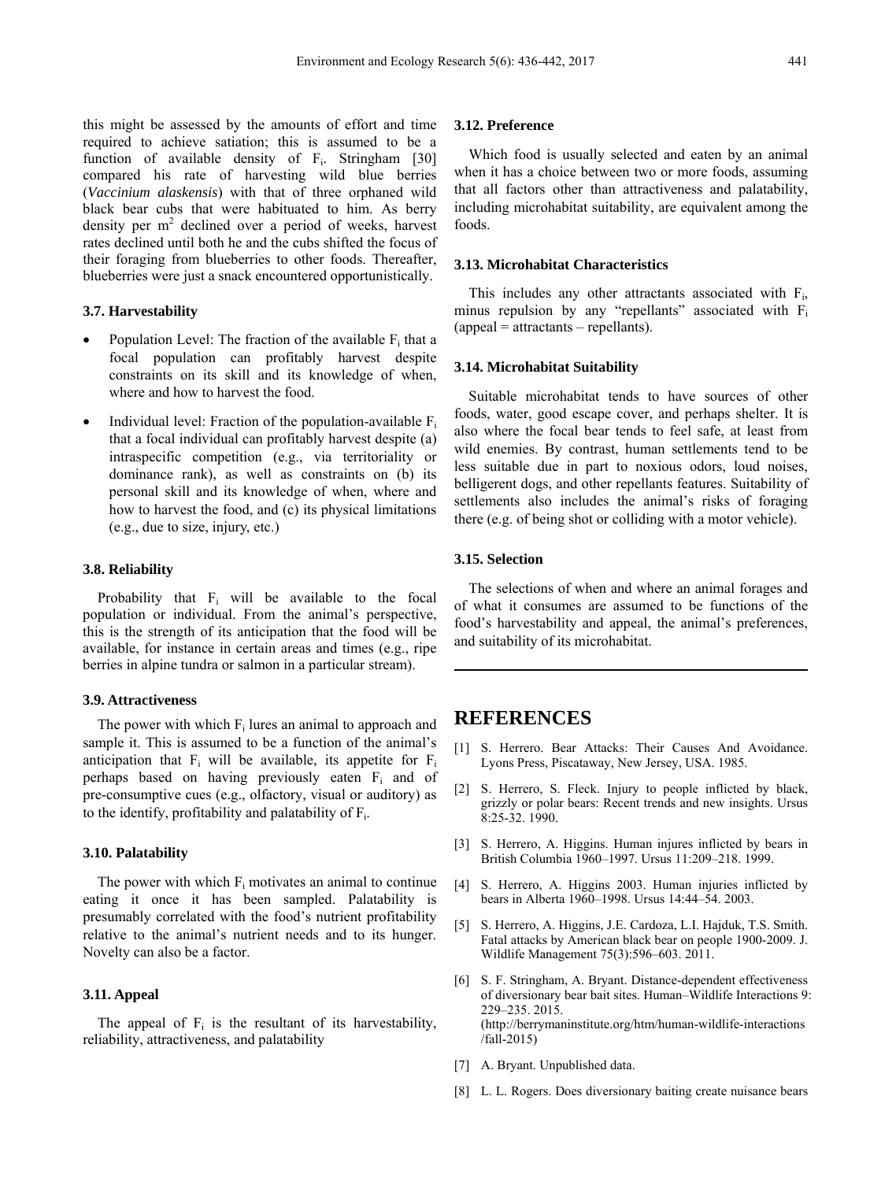this might be assessed by the amounts of effort and time required to achieve satiation; this is assumed to be a function of available density of $F_i$. Stringham [30] compared his rate of harvesting wild blue berries (*Vaccinium alaskensis*) with that of three orphaned wild black bear cubs that were habituated to him. As berry density per $m^2$ declined over a period of weeks, harvest rates declined until both he and the cubs shifted the focus of their foraging from blueberries to other foods. Thereafter, blueberries were just a snack encountered opportunistically.

### 3.7. Harvestability

- Population Level: The fraction of the available $F_i$ that a focal population can profitably harvest despite constraints on its skill and its knowledge of when, where and how to harvest the food.
- Individual level: Fraction of the population-available $F_i$ that a focal individual can profitably harvest despite (a) intraspecific competition (e.g., via territoriality or dominance rank), as well as constraints on (b) its personal skill and its knowledge of when, where and how to harvest the food, and (c) its physical limitations (e.g., due to size, injury, etc.)

### 3.8. Reliability

Probability that $F_i$ will be available to the focal population or individual. From the animal's perspective, this is the strength of its anticipation that the food will be available, for instance in certain areas and times (e.g., ripe berries in alpine tundra or salmon in a particular stream).

### 3.9. Attractiveness

The power with which $F_i$ lures an animal to approach and sample it. This is assumed to be a function of the animal's anticipation that $F_i$ will be available, its appetite for $F_i$ perhaps based on having previously eaten $F_i$ and of pre-consumptive cues (e.g., olfactory, visual or auditory) as to the identify, profitability and palatability of $F_i$.

### 3.10. Palatability

The power with which $F_i$ motivates an animal to continue eating it once it has been sampled. Palatability is presumably correlated with the food's nutrient profitability relative to the animal's nutrient needs and to its hunger. Novelty can also be a factor.

### 3.11. Appeal

The appeal of $F_i$ is the resultant of its harvestability, reliability, attractiveness, and palatability

### 3.12. Preference

Which food is usually selected and eaten by an animal when it has a choice between two or more foods, assuming that all factors other than attractiveness and palatability, including microhabitat suitability, are equivalent among the foods.

### 3.13. Microhabitat Characteristics

This includes any other attractants associated with $F_i$, minus repulsion by any "repellants" associated with $F_i$ (appeal = attractants – repellants).

### 3.14. Microhabitat Suitability

Suitable microhabitat tends to have sources of other foods, water, good escape cover, and perhaps shelter. It is also where the focal bear tends to feel safe, at least from wild enemies. By contrast, human settlements tend to be less suitable due in part to noxious odors, loud noises, belligerent dogs, and other repellants features. Suitability of settlements also includes the animal's risks of foraging there (e.g. of being shot or colliding with a motor vehicle).

### 3.15. Selection

The selections of when and where an animal forages and of what it consumes are assumed to be functions of the food's harvestability and appeal, the animal's preferences, and suitability of its microhabitat.

## REFERENCES

[1] S. Herrero. Bear Attacks: Their Causes And Avoidance. Lyons Press, Piscataway, New Jersey, USA. 1985.

[2] S. Herrero, S. Fleck. Injury to people inflicted by black, grizzly or polar bears: Recent trends and new insights. Ursus 8:25-32. 1990.

[3] S. Herrero, A. Higgins. Human injures inflicted by bears in British Columbia 1960–1997. Ursus 11:209–218. 1999.

[4] S. Herrero, A. Higgins 2003. Human injuries inflicted by bears in Alberta 1960–1998. Ursus 14:44–54. 2003.

[5] S. Herrero, A. Higgins, J.E. Cardoza, L.I. Hajduk, T.S. Smith. Fatal attacks by American black bear on people 1900-2009. J. Wildlife Management 75(3):596–603. 2011.

[6] S. F. Stringham, A. Bryant. Distance-dependent effectiveness of diversionary bear bait sites. Human–Wildlife Interactions 9: 229–235. 2015. (http://berrymaninstitute.org/htm/human-wildlife-interactions/fall-2015)

[7] A. Bryant. Unpublished data.

[8] L. L. Rogers. Does diversionary baiting create nuisance bears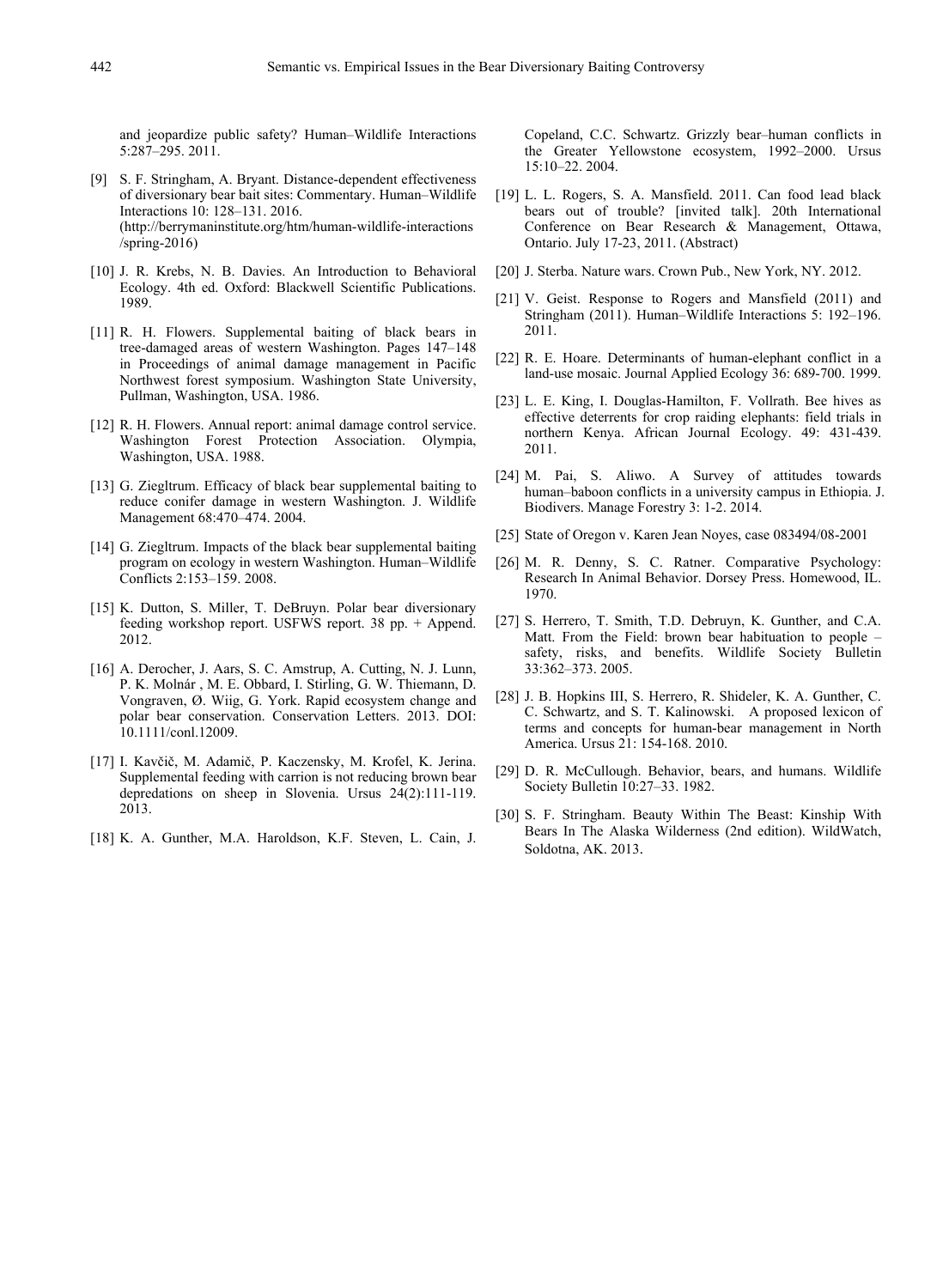and jeopardize public safety? Human–Wildlife Interactions 5:287–295. 2011.

[9] S. F. Stringham, A. Bryant. Distance-dependent effectiveness of diversionary bear bait sites: Commentary. Human–Wildlife Interactions 10: 128–131. 2016. (http://berrymaninstitute.org/htm/human-wildlife-interactions/spring-2016)

[10] J. R. Krebs, N. B. Davies. An Introduction to Behavioral Ecology. 4th ed. Oxford: Blackwell Scientific Publications. 1989.

[11] R. H. Flowers. Supplemental baiting of black bears in tree-damaged areas of western Washington. Pages 147–148 in Proceedings of animal damage management in Pacific Northwest forest symposium. Washington State University, Pullman, Washington, USA. 1986.

[12] R. H. Flowers. Annual report: animal damage control service. Washington Forest Protection Association. Olympia, Washington, USA. 1988.

[13] G. Ziegltrum. Efficacy of black bear supplemental baiting to reduce conifer damage in western Washington. J. Wildlife Management 68:470–474. 2004.

[14] G. Ziegltrum. Impacts of the black bear supplemental baiting program on ecology in western Washington. Human–Wildlife Conflicts 2:153–159. 2008.

[15] K. Dutton, S. Miller, T. DeBruyn. Polar bear diversionary feeding workshop report. USFWS report. 38 pp. + Append. 2012.

[16] A. Derocher, J. Aars, S. C. Amstrup, A. Cutting, N. J. Lunn, P. K. Molnár , M. E. Obbard, I. Stirling, G. W. Thiemann, D. Vongraven, Ø. Wiig, G. York. Rapid ecosystem change and polar bear conservation. Conservation Letters. 2013. DOI: 10.1111/conl.12009.

[17] I. Kavčič, M. Adamič, P. Kaczensky, M. Krofel, K. Jerina. Supplemental feeding with carrion is not reducing brown bear depredations on sheep in Slovenia. Ursus 24(2):111-119. 2013.

[18] K. A. Gunther, M.A. Haroldson, K.F. Steven, L. Cain, J. Copeland, C.C. Schwartz. Grizzly bear–human conflicts in the Greater Yellowstone ecosystem, 1992–2000. Ursus 15:10–22. 2004.

[19] L. L. Rogers, S. A. Mansfield. 2011. Can food lead black bears out of trouble? [invited talk]. 20th International Conference on Bear Research & Management, Ottawa, Ontario. July 17-23, 2011. (Abstract)

[20] J. Sterba. Nature wars. Crown Pub., New York, NY. 2012.

[21] V. Geist. Response to Rogers and Mansfield (2011) and Stringham (2011). Human–Wildlife Interactions 5: 192–196. 2011.

[22] R. E. Hoare. Determinants of human-elephant conflict in a land-use mosaic. Journal Applied Ecology 36: 689-700. 1999.

[23] L. E. King, I. Douglas-Hamilton, F. Vollrath. Bee hives as effective deterrents for crop raiding elephants: field trials in northern Kenya. African Journal Ecology. 49: 431-439. 2011.

[24] M. Pai, S. Aliwo. A Survey of attitudes towards human–baboon conflicts in a university campus in Ethiopia. J. Biodivers. Manage Forestry 3: 1-2. 2014.

[25] State of Oregon v. Karen Jean Noyes, case 083494/08-2001

[26] M. R. Denny, S. C. Ratner. Comparative Psychology: Research In Animal Behavior. Dorsey Press. Homewood, IL. 1970.

[27] S. Herrero, T. Smith, T.D. Debruyn, K. Gunther, and C.A. Matt. From the Field: brown bear habituation to people – safety, risks, and benefits. Wildlife Society Bulletin 33:362–373. 2005.

[28] J. B. Hopkins III, S. Herrero, R. Shideler, K. A. Gunther, C. C. Schwartz, and S. T. Kalinowski. A proposed lexicon of terms and concepts for human-bear management in North America. Ursus 21: 154-168. 2010.

[29] D. R. McCullough. Behavior, bears, and humans. Wildlife Society Bulletin 10:27–33. 1982.

[30] S. F. Stringham. Beauty Within The Beast: Kinship With Bears In The Alaska Wilderness (2nd edition). WildWatch, Soldotna, AK. 2013.